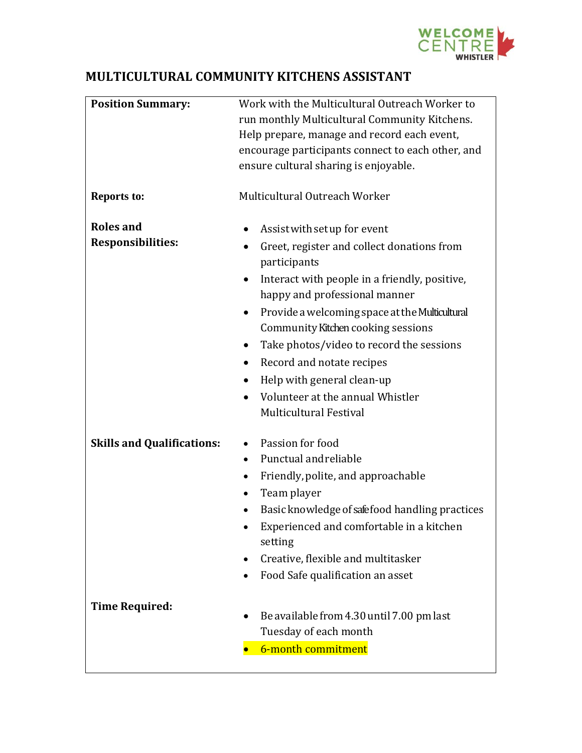# MULTICULTURAL COMMUNITY KITCHENS ASSISTANT

| | |
|---|---|
| **Position Summary:** | Work with the Multicultural Outreach Worker to run monthly Multicultural Community Kitchens. Help prepare, manage and record each event, encourage participants connect to each other, and ensure cultural sharing is enjoyable. |
| **Reports to:** | Multicultural Outreach Worker |
| **Roles and Responsibilities:** | • Assist with set up for event<br>• Greet, register and collect donations from participants<br>• Interact with people in a friendly, positive, happy and professional manner<br>• Provide a welcoming space at the Multicultural Community Kitchen cooking sessions<br>• Take photos/video to record the sessions<br>• Record and notate recipes<br>• Help with general clean-up<br>• Volunteer at the annual Whistler Multicultural Festival |
| **Skills and Qualifications:** | • Passion for food<br>• Punctual and reliable<br>• Friendly, polite, and approachable<br>• Team player<br>• Basic knowledge of safe food handling practices<br>• Experienced and comfortable in a kitchen setting<br>• Creative, flexible and multitasker<br>• Food Safe qualification an asset |
| **Time Required:** | • Be available from 4.30 until 7.00 pm last Tuesday of each month<br>• 6-month commitment |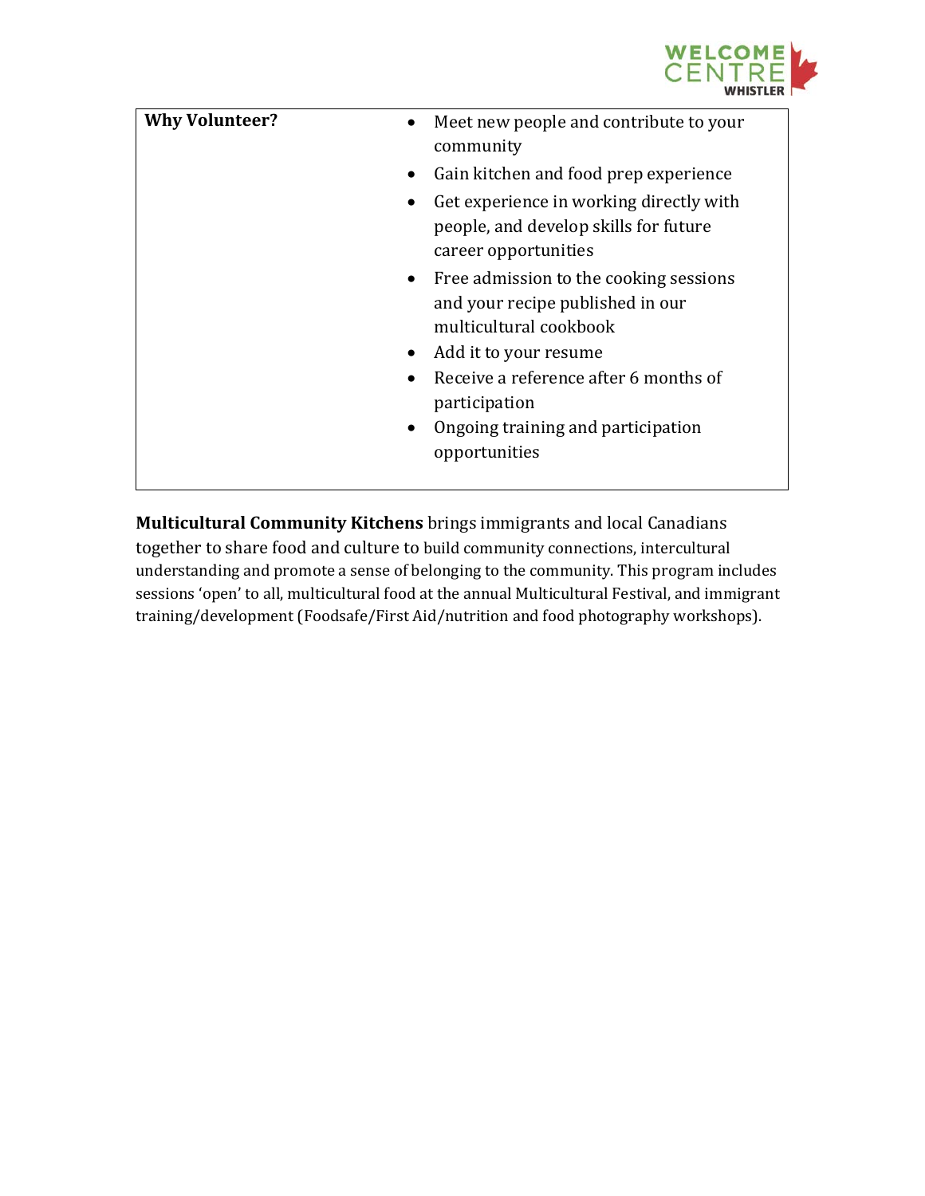| | |
|---|---|
| **Why Volunteer?** | • Meet new people and contribute to your community<br>• Gain kitchen and food prep experience<br>• Get experience in working directly with people, and develop skills for future career opportunities<br>• Free admission to the cooking sessions and your recipe published in our multicultural cookbook<br>• Add it to your resume<br>• Receive a reference after 6 months of participation<br>• Ongoing training and participation opportunities |

**Multicultural Community Kitchens** brings immigrants and local Canadians together to share food and culture to build community connections, intercultural understanding and promote a sense of belonging to the community. This program includes sessions 'open' to all, multicultural food at the annual Multicultural Festival, and immigrant training/development (Foodsafe/First Aid/nutrition and food photography workshops).